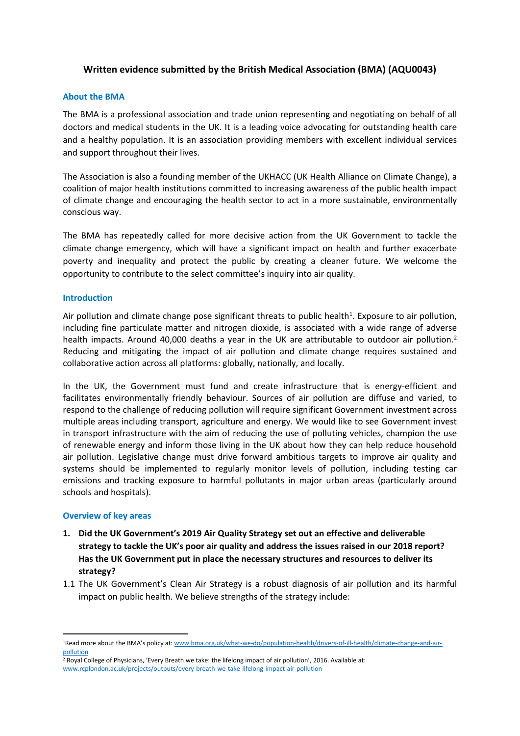# Written evidence submitted by the British Medical Association (BMA) (AQU0043)

## About the BMA

The BMA is a professional association and trade union representing and negotiating on behalf of all doctors and medical students in the UK. It is a leading voice advocating for outstanding health care and a healthy population. It is an association providing members with excellent individual services and support throughout their lives.

The Association is also a founding member of the UKHACC (UK Health Alliance on Climate Change), a coalition of major health institutions committed to increasing awareness of the public health impact of climate change and encouraging the health sector to act in a more sustainable, environmentally conscious way.

The BMA has repeatedly called for more decisive action from the UK Government to tackle the climate change emergency, which will have a significant impact on health and further exacerbate poverty and inequality and protect the public by creating a cleaner future. We welcome the opportunity to contribute to the select committee's inquiry into air quality.

## Introduction

Air pollution and climate change pose significant threats to public health[1]. Exposure to air pollution, including fine particulate matter and nitrogen dioxide, is associated with a wide range of adverse health impacts. Around 40,000 deaths a year in the UK are attributable to outdoor air pollution.[2] Reducing and mitigating the impact of air pollution and climate change requires sustained and collaborative action across all platforms: globally, nationally, and locally.

In the UK, the Government must fund and create infrastructure that is energy-efficient and facilitates environmentally friendly behaviour. Sources of air pollution are diffuse and varied, to respond to the challenge of reducing pollution will require significant Government investment across multiple areas including transport, agriculture and energy. We would like to see Government invest in transport infrastructure with the aim of reducing the use of polluting vehicles, champion the use of renewable energy and inform those living in the UK about how they can help reduce household air pollution. Legislative change must drive forward ambitious targets to improve air quality and systems should be implemented to regularly monitor levels of pollution, including testing car emissions and tracking exposure to harmful pollutants in major urban areas (particularly around schools and hospitals).

## Overview of key areas

1. **Did the UK Government's 2019 Air Quality Strategy set out an effective and deliverable strategy to tackle the UK's poor air quality and address the issues raised in our 2018 report? Has the UK Government put in place the necessary structures and resources to deliver its strategy?**

1.1 The UK Government's Clean Air Strategy is a robust diagnosis of air pollution and its harmful impact on public health. We believe strengths of the strategy include:

---

[1] Read more about the BMA's policy at: www.bma.org.uk/what-we-do/population-health/drivers-of-ill-health/climate-change-and-air-pollution

[2] Royal College of Physicians, 'Every Breath we take: the lifelong impact of air pollution', 2016. Available at: www.rcplondon.ac.uk/projects/outputs/every-breath-we-take-lifelong-impact-air-pollution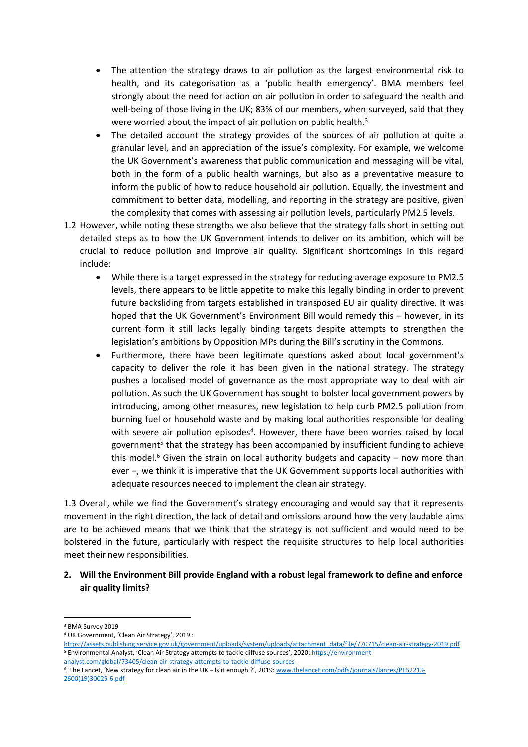- The attention the strategy draws to air pollution as the largest environmental risk to health, and its categorisation as a 'public health emergency'. BMA members feel strongly about the need for action on air pollution in order to safeguard the health and well-being of those living in the UK; 83% of our members, when surveyed, said that they were worried about the impact of air pollution on public health.[3]
- The detailed account the strategy provides of the sources of air pollution at quite a granular level, and an appreciation of the issue's complexity. For example, we welcome the UK Government's awareness that public communication and messaging will be vital, both in the form of a public health warnings, but also as a preventative measure to inform the public of how to reduce household air pollution. Equally, the investment and commitment to better data, modelling, and reporting in the strategy are positive, given the complexity that comes with assessing air pollution levels, particularly PM2.5 levels.

1.2 However, while noting these strengths we also believe that the strategy falls short in setting out detailed steps as to how the UK Government intends to deliver on its ambition, which will be crucial to reduce pollution and improve air quality. Significant shortcomings in this regard include:

- While there is a target expressed in the strategy for reducing average exposure to PM2.5 levels, there appears to be little appetite to make this legally binding in order to prevent future backsliding from targets established in transposed EU air quality directive. It was hoped that the UK Government's Environment Bill would remedy this – however, in its current form it still lacks legally binding targets despite attempts to strengthen the legislation's ambitions by Opposition MPs during the Bill's scrutiny in the Commons.
- Furthermore, there have been legitimate questions asked about local government's capacity to deliver the role it has been given in the national strategy. The strategy pushes a localised model of governance as the most appropriate way to deal with air pollution. As such the UK Government has sought to bolster local government powers by introducing, among other measures, new legislation to help curb PM2.5 pollution from burning fuel or household waste and by making local authorities responsible for dealing with severe air pollution episodes[4]. However, there have been worries raised by local government[5] that the strategy has been accompanied by insufficient funding to achieve this model.[6] Given the strain on local authority budgets and capacity – now more than ever –, we think it is imperative that the UK Government supports local authorities with adequate resources needed to implement the clean air strategy.

1.3 Overall, while we find the Government's strategy encouraging and would say that it represents movement in the right direction, the lack of detail and omissions around how the very laudable aims are to be achieved means that we think that the strategy is not sufficient and would need to be bolstered in the future, particularly with respect the requisite structures to help local authorities meet their new responsibilities.

**2. Will the Environment Bill provide England with a robust legal framework to define and enforce air quality limits?**

---

[3] BMA Survey 2019

[4] UK Government, 'Clean Air Strategy', 2019 : https://assets.publishing.service.gov.uk/government/uploads/system/uploads/attachment_data/file/770715/clean-air-strategy-2019.pdf

[5] Environmental Analyst, 'Clean Air Strategy attempts to tackle diffuse sources', 2020: https://environment-analyst.com/global/73405/clean-air-strategy-attempts-to-tackle-diffuse-sources

[6] The Lancet, 'New strategy for clean air in the UK – Is it enough ?', 2019: www.thelancet.com/pdfs/journals/lanres/PIIS2213-2600(19)30025-6.pdf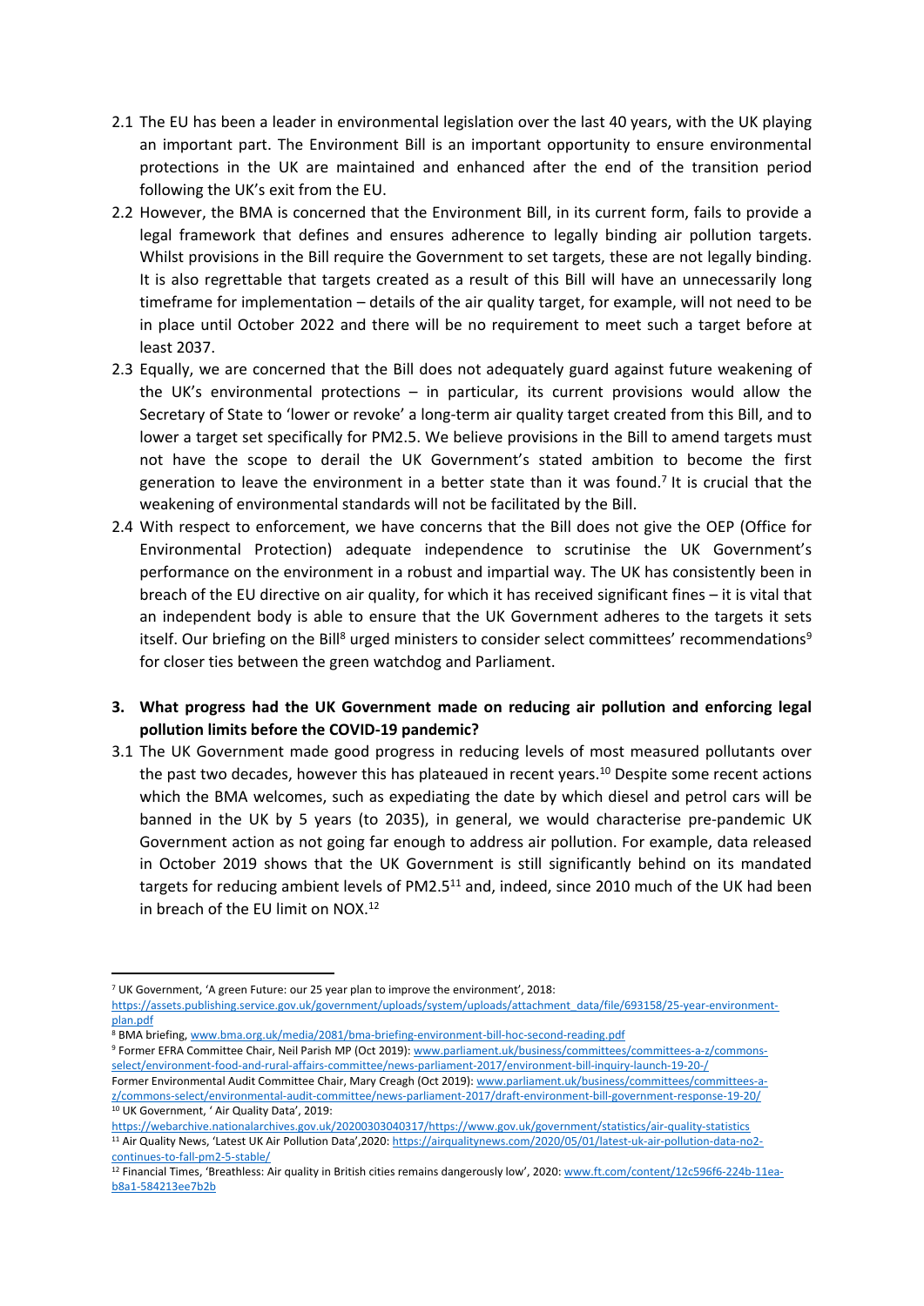2.1 The EU has been a leader in environmental legislation over the last 40 years, with the UK playing an important part. The Environment Bill is an important opportunity to ensure environmental protections in the UK are maintained and enhanced after the end of the transition period following the UK's exit from the EU.

2.2 However, the BMA is concerned that the Environment Bill, in its current form, fails to provide a legal framework that defines and ensures adherence to legally binding air pollution targets. Whilst provisions in the Bill require the Government to set targets, these are not legally binding. It is also regrettable that targets created as a result of this Bill will have an unnecessarily long timeframe for implementation – details of the air quality target, for example, will not need to be in place until October 2022 and there will be no requirement to meet such a target before at least 2037.

2.3 Equally, we are concerned that the Bill does not adequately guard against future weakening of the UK's environmental protections – in particular, its current provisions would allow the Secretary of State to 'lower or revoke' a long-term air quality target created from this Bill, and to lower a target set specifically for PM2.5. We believe provisions in the Bill to amend targets must not have the scope to derail the UK Government's stated ambition to become the first generation to leave the environment in a better state than it was found.[7] It is crucial that the weakening of environmental standards will not be facilitated by the Bill.

2.4 With respect to enforcement, we have concerns that the Bill does not give the OEP (Office for Environmental Protection) adequate independence to scrutinise the UK Government's performance on the environment in a robust and impartial way. The UK has consistently been in breach of the EU directive on air quality, for which it has received significant fines – it is vital that an independent body is able to ensure that the UK Government adheres to the targets it sets itself. Our briefing on the Bill[8] urged ministers to consider select committees' recommendations[9] for closer ties between the green watchdog and Parliament.

## 3. What progress had the UK Government made on reducing air pollution and enforcing legal pollution limits before the COVID-19 pandemic?

3.1 The UK Government made good progress in reducing levels of most measured pollutants over the past two decades, however this has plateaued in recent years.[10] Despite some recent actions which the BMA welcomes, such as expediating the date by which diesel and petrol cars will be banned in the UK by 5 years (to 2035), in general, we would characterise pre-pandemic UK Government action as not going far enough to address air pollution. For example, data released in October 2019 shows that the UK Government is still significantly behind on its mandated targets for reducing ambient levels of PM2.5[11] and, indeed, since 2010 much of the UK had been in breach of the EU limit on NOX.[12]

---

[7] UK Government, 'A green Future: our 25 year plan to improve the environment', 2018: https://assets.publishing.service.gov.uk/government/uploads/system/uploads/attachment_data/file/693158/25-year-environment-plan.pdf

[8] BMA briefing, www.bma.org.uk/media/2081/bma-briefing-environment-bill-hoc-second-reading.pdf

[9] Former EFRA Committee Chair, Neil Parish MP (Oct 2019): www.parliament.uk/business/committees/committees-a-z/commons-select/environment-food-and-rural-affairs-committee/news-parliament-2017/environment-bill-inquiry-launch-19-20-/
Former Environmental Audit Committee Chair, Mary Creagh (Oct 2019): www.parliament.uk/business/committees/committees-a-z/commons-select/environmental-audit-committee/news-parliament-2017/draft-environment-bill-government-response-19-20/

[10] UK Government, ' Air Quality Data', 2019: https://webarchive.nationalarchives.gov.uk/20200303040317/https://www.gov.uk/government/statistics/air-quality-statistics

[11] Air Quality News, 'Latest UK Air Pollution Data',2020: https://airqualitynews.com/2020/05/01/latest-uk-air-pollution-data-no2-continues-to-fall-pm2-5-stable/

[12] Financial Times, 'Breathless: Air quality in British cities remains dangerously low', 2020: www.ft.com/content/12c596f6-224b-11ea-b8a1-584213ee7b2b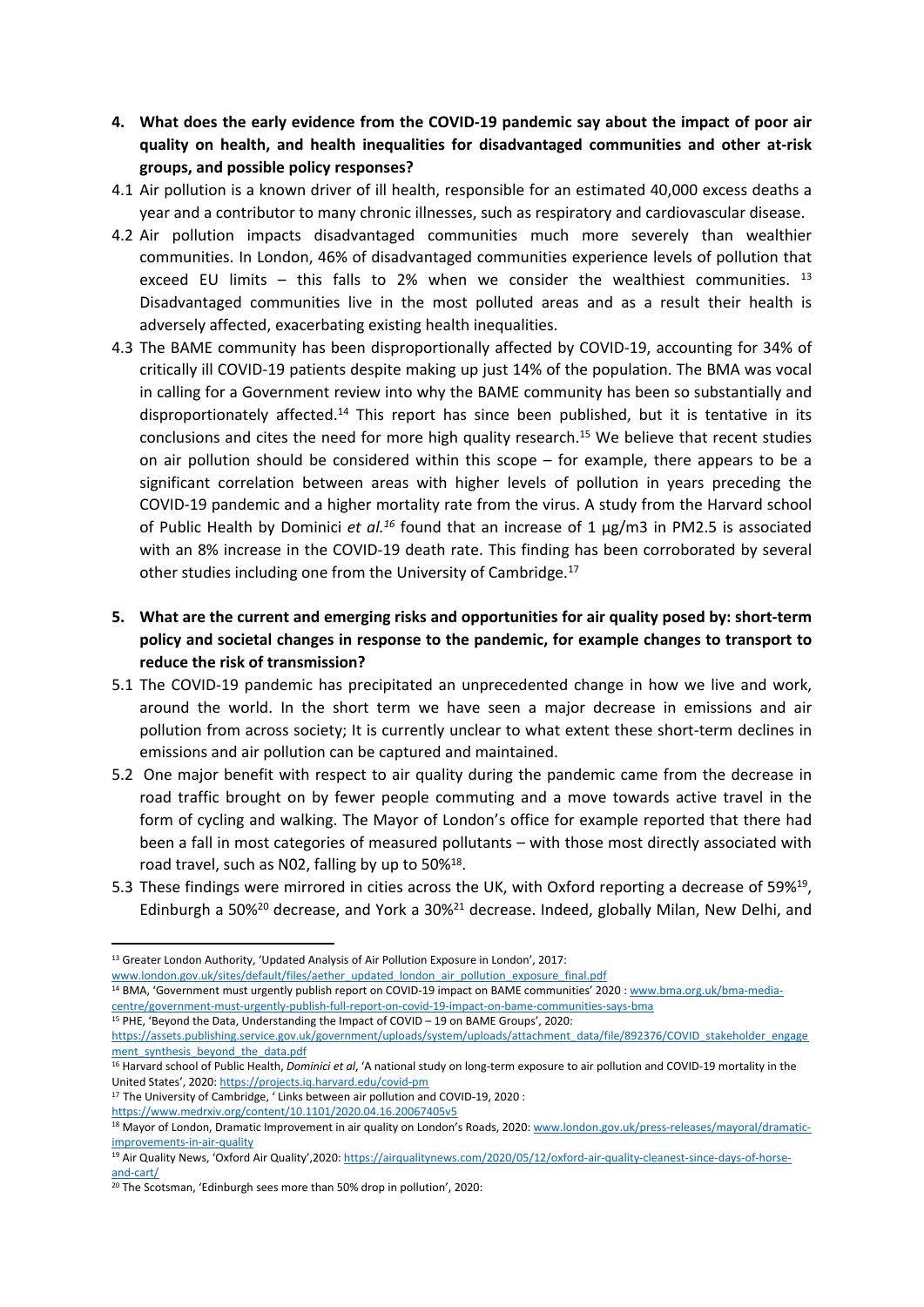4. **What does the early evidence from the COVID-19 pandemic say about the impact of poor air quality on health, and health inequalities for disadvantaged communities and other at-risk groups, and possible policy responses?**

4.1 Air pollution is a known driver of ill health, responsible for an estimated 40,000 excess deaths a year and a contributor to many chronic illnesses, such as respiratory and cardiovascular disease.

4.2 Air pollution impacts disadvantaged communities much more severely than wealthier communities. In London, 46% of disadvantaged communities experience levels of pollution that exceed EU limits – this falls to 2% when we consider the wealthiest communities. [13] Disadvantaged communities live in the most polluted areas and as a result their health is adversely affected, exacerbating existing health inequalities.

4.3 The BAME community has been disproportionally affected by COVID-19, accounting for 34% of critically ill COVID-19 patients despite making up just 14% of the population. The BMA was vocal in calling for a Government review into why the BAME community has been so substantially and disproportionately affected.[14] This report has since been published, but it is tentative in its conclusions and cites the need for more high quality research.[15] We believe that recent studies on air pollution should be considered within this scope – for example, there appears to be a significant correlation between areas with higher levels of pollution in years preceding the COVID-19 pandemic and a higher mortality rate from the virus. A study from the Harvard school of Public Health by Dominici *et al.*[16] found that an increase of 1 µg/m3 in $PM_{2.5}$ is associated with an 8% increase in the COVID-19 death rate. This finding has been corroborated by several other studies including one from the University of Cambridge.[17]

5. **What are the current and emerging risks and opportunities for air quality posed by: short-term policy and societal changes in response to the pandemic, for example changes to transport to reduce the risk of transmission?**

5.1 The COVID-19 pandemic has precipitated an unprecedented change in how we live and work, around the world. In the short term we have seen a major decrease in emissions and air pollution from across society; It is currently unclear to what extent these short-term declines in emissions and air pollution can be captured and maintained.

5.2 One major benefit with respect to air quality during the pandemic came from the decrease in road traffic brought on by fewer people commuting and a move towards active travel in the form of cycling and walking. The Mayor of London's office for example reported that there had been a fall in most categories of measured pollutants – with those most directly associated with road travel, such as N02, falling by up to 50%[18].

5.3 These findings were mirrored in cities across the UK, with Oxford reporting a decrease of 59%[19], Edinburgh a 50%[20] decrease, and York a 30%[21] decrease. Indeed, globally Milan, New Delhi, and

---

[13] Greater London Authority, 'Updated Analysis of Air Pollution Exposure in London', 2017: www.london.gov.uk/sites/default/files/aether_updated_london_air_pollution_exposure_final.pdf

[14] BMA, 'Government must urgently publish report on COVID-19 impact on BAME communities' 2020 : www.bma.org.uk/bma-media-centre/government-must-urgently-publish-full-report-on-covid-19-impact-on-bame-communities-says-bma

[15] PHE, 'Beyond the Data, Understanding the Impact of COVID – 19 on BAME Groups', 2020: https://assets.publishing.service.gov.uk/government/uploads/system/uploads/attachment_data/file/892376/COVID_stakeholder_engagement_synthesis_beyond_the_data.pdf

[16] Harvard school of Public Health, *Dominici et al*, 'A national study on long-term exposure to air pollution and COVID-19 mortality in the United States', 2020: https://projects.iq.harvard.edu/covid-pm

[17] The University of Cambridge, ' Links between air pollution and COVID-19, 2020 : https://www.medrxiv.org/content/10.1101/2020.04.16.20067405v5

[18] Mayor of London, Dramatic Improvement in air quality on London's Roads, 2020: www.london.gov.uk/press-releases/mayoral/dramatic-improvements-in-air-quality

[19] Air Quality News, 'Oxford Air Quality',2020: https://airqualitynews.com/2020/05/12/oxford-air-quality-cleanest-since-days-of-horse-and-cart/

[20] The Scotsman, 'Edinburgh sees more than 50% drop in pollution', 2020: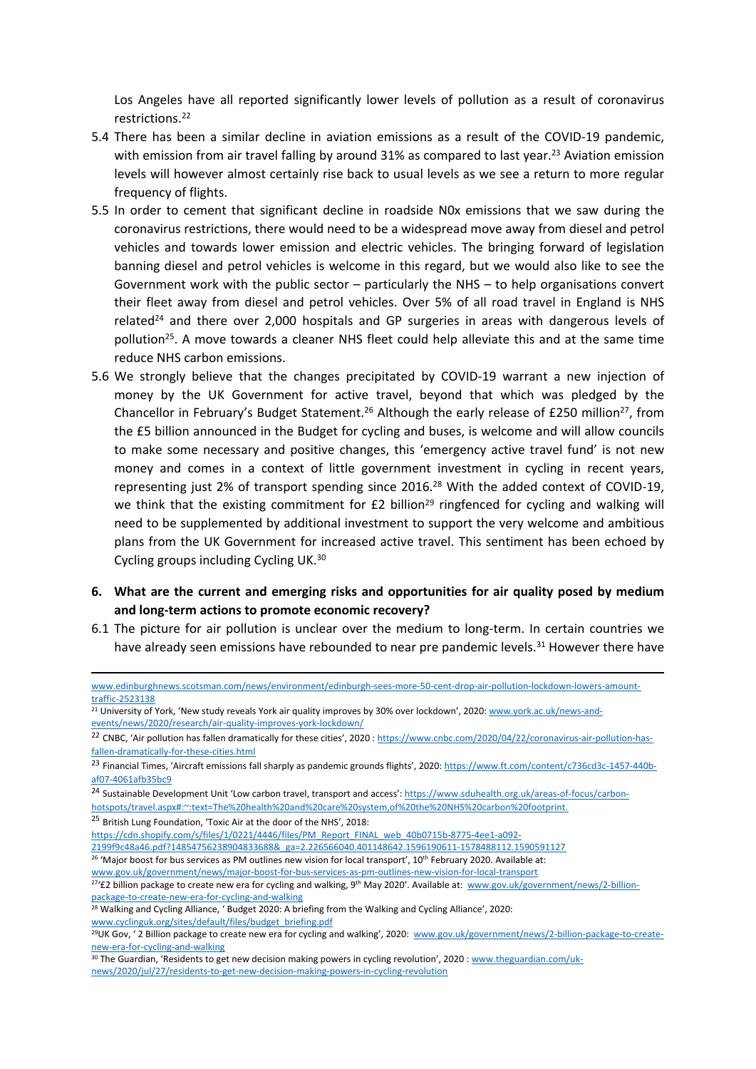Los Angeles have all reported significantly lower levels of pollution as a result of coronavirus restrictions.[22]

5.4 There has been a similar decline in aviation emissions as a result of the COVID-19 pandemic, with emission from air travel falling by around 31% as compared to last year.[23] Aviation emission levels will however almost certainly rise back to usual levels as we see a return to more regular frequency of flights.

5.5 In order to cement that significant decline in roadside N0x emissions that we saw during the coronavirus restrictions, there would need to be a widespread move away from diesel and petrol vehicles and towards lower emission and electric vehicles. The bringing forward of legislation banning diesel and petrol vehicles is welcome in this regard, but we would also like to see the Government work with the public sector – particularly the NHS – to help organisations convert their fleet away from diesel and petrol vehicles. Over 5% of all road travel in England is NHS related[24] and there over 2,000 hospitals and GP surgeries in areas with dangerous levels of pollution[25]. A move towards a cleaner NHS fleet could help alleviate this and at the same time reduce NHS carbon emissions.

5.6 We strongly believe that the changes precipitated by COVID-19 warrant a new injection of money by the UK Government for active travel, beyond that which was pledged by the Chancellor in February's Budget Statement.[26] Although the early release of £250 million[27], from the £5 billion announced in the Budget for cycling and buses, is welcome and will allow councils to make some necessary and positive changes, this 'emergency active travel fund' is not new money and comes in a context of little government investment in cycling in recent years, representing just 2% of transport spending since 2016.[28] With the added context of COVID-19, we think that the existing commitment for £2 billion[29] ringfenced for cycling and walking will need to be supplemented by additional investment to support the very welcome and ambitious plans from the UK Government for increased active travel. This sentiment has been echoed by Cycling groups including Cycling UK.[30]

**6. What are the current and emerging risks and opportunities for air quality posed by medium and long-term actions to promote economic recovery?**

6.1 The picture for air pollution is unclear over the medium to long-term. In certain countries we have already seen emissions have rebounded to near pre pandemic levels.[31] However there have

---

www.edinburghnews.scotsman.com/news/environment/edinburgh-sees-more-50-cent-drop-air-pollution-lockdown-lowers-amount-traffic-2523138

[21] University of York, 'New study reveals York air quality improves by 30% over lockdown', 2020: www.york.ac.uk/news-and-events/news/2020/research/air-quality-improves-york-lockdown/

[22] CNBC, 'Air pollution has fallen dramatically for these cities', 2020 : https://www.cnbc.com/2020/04/22/coronavirus-air-pollution-has-fallen-dramatically-for-these-cities.html

[23] Financial Times, 'Aircraft emissions fall sharply as pandemic grounds flights', 2020: https://www.ft.com/content/c736cd3c-1457-440b-af07-4061afb35bc9

[24] Sustainable Development Unit 'Low carbon travel, transport and access': https://www.sduhealth.org.uk/areas-of-focus/carbon-hotspots/travel.aspx#:~:text=The%20health%20and%20care%20system,of%20the%20NHS%20carbon%20footprint.

[25] British Lung Foundation, 'Toxic Air at the door of the NHS', 2018: https://cdn.shopify.com/s/files/1/0221/4446/files/PM_Report_FINAL_web_40b0715b-8775-4ee1-a092-2199f9c48a46.pdf?14854756238904833688&_ga=2.226566040.401148642.1596190611-1578488112.1590591127

[26] 'Major boost for bus services as PM outlines new vision for local transport', 10th February 2020. Available at: www.gov.uk/government/news/major-boost-for-bus-services-as-pm-outlines-new-vision-for-local-transport

[27] '£2 billion package to create new era for cycling and walking, 9th May 2020'. Available at: www.gov.uk/government/news/2-billion-package-to-create-new-era-for-cycling-and-walking

[28] Walking and Cycling Alliance, ' Budget 2020: A briefing from the Walking and Cycling Alliance', 2020: www.cyclinguk.org/sites/default/files/budget_briefing.pdf

[29] UK Gov, ' 2 Billion package to create new era for cycling and walking', 2020: www.gov.uk/government/news/2-billion-package-to-create-new-era-for-cycling-and-walking

[30] The Guardian, 'Residents to get new decision making powers in cycling revolution', 2020 : www.theguardian.com/uk-news/2020/jul/27/residents-to-get-new-decision-making-powers-in-cycling-revolution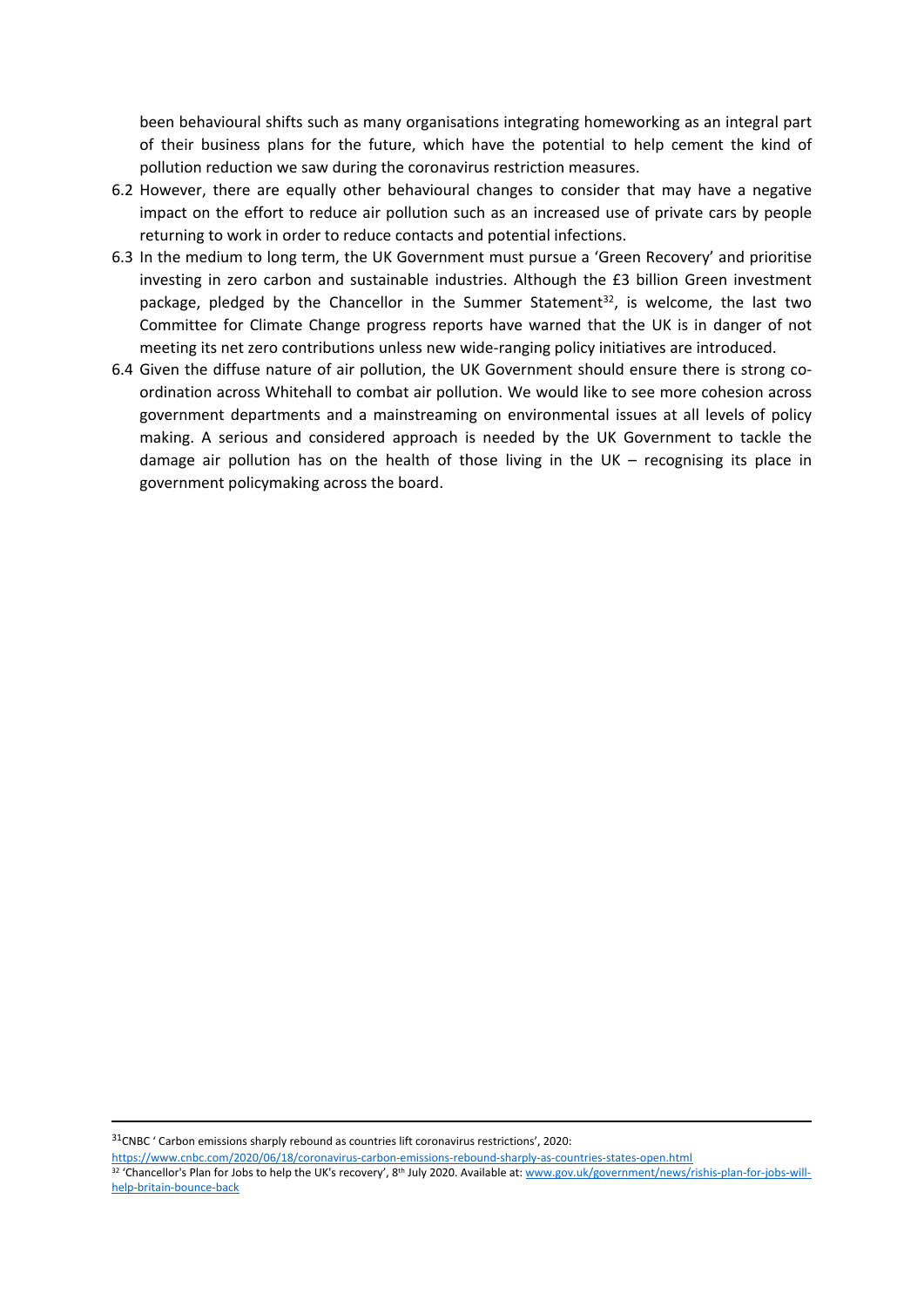been behavioural shifts such as many organisations integrating homeworking as an integral part of their business plans for the future, which have the potential to help cement the kind of pollution reduction we saw during the coronavirus restriction measures.

6.2 However, there are equally other behavioural changes to consider that may have a negative impact on the effort to reduce air pollution such as an increased use of private cars by people returning to work in order to reduce contacts and potential infections.

6.3 In the medium to long term, the UK Government must pursue a 'Green Recovery' and prioritise investing in zero carbon and sustainable industries. Although the £3 billion Green investment package, pledged by the Chancellor in the Summer Statement[32], is welcome, the last two Committee for Climate Change progress reports have warned that the UK is in danger of not meeting its net zero contributions unless new wide-ranging policy initiatives are introduced.

6.4 Given the diffuse nature of air pollution, the UK Government should ensure there is strong co-ordination across Whitehall to combat air pollution. We would like to see more cohesion across government departments and a mainstreaming on environmental issues at all levels of policy making. A serious and considered approach is needed by the UK Government to tackle the damage air pollution has on the health of those living in the UK – recognising its place in government policymaking across the board.

---

[31] CNBC ' Carbon emissions sharply rebound as countries lift coronavirus restrictions', 2020: https://www.cnbc.com/2020/06/18/coronavirus-carbon-emissions-rebound-sharply-as-countries-states-open.html

[32] 'Chancellor's Plan for Jobs to help the UK's recovery', 8th July 2020. Available at: www.gov.uk/government/news/rishis-plan-for-jobs-will-help-britain-bounce-back